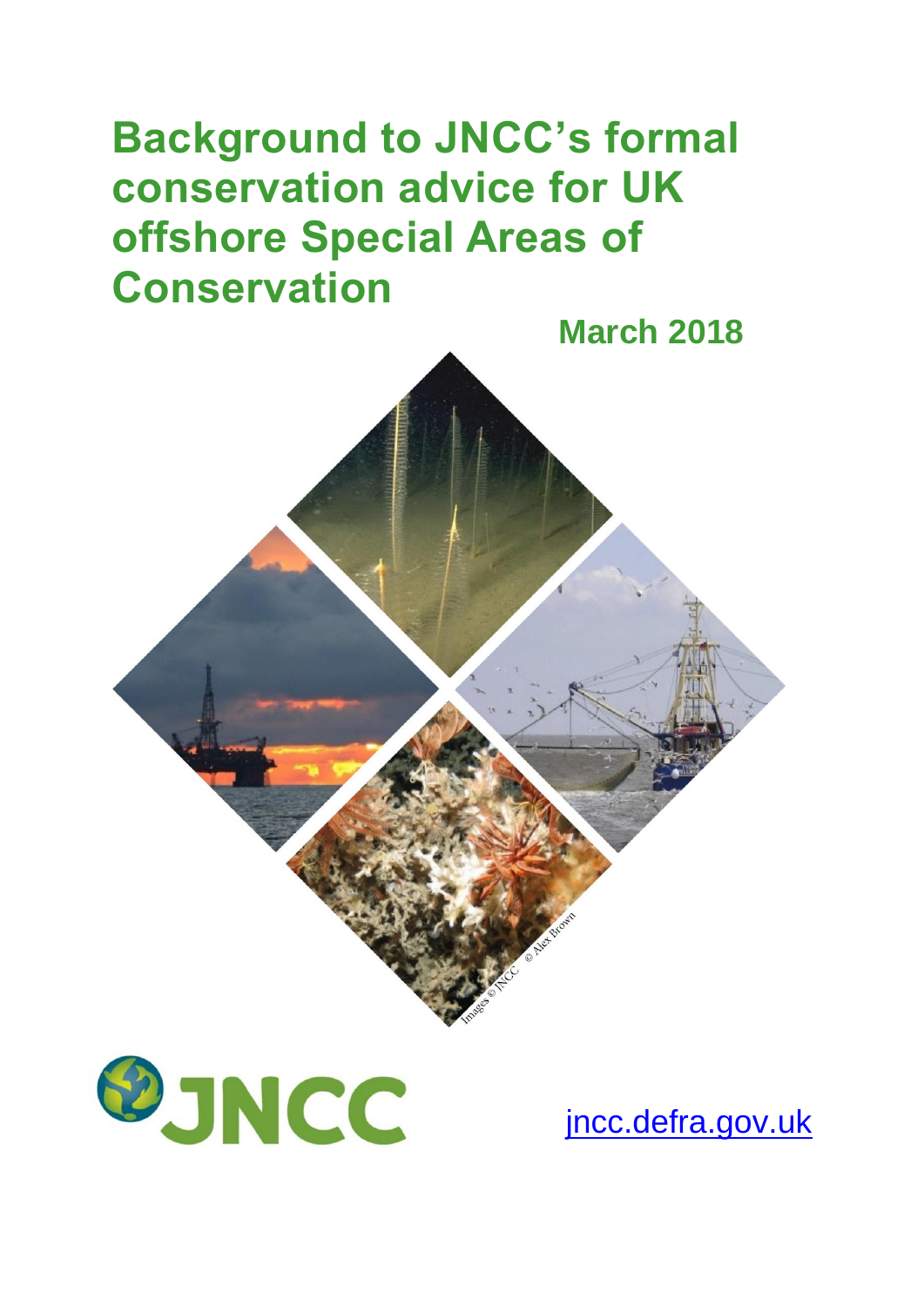# Background to JNCC's formal conservation advice for UK offshore Special Areas of Conservation

**March 2018**

JNCC

[jncc.defra.gov.uk](jncc.defra.gov.uk)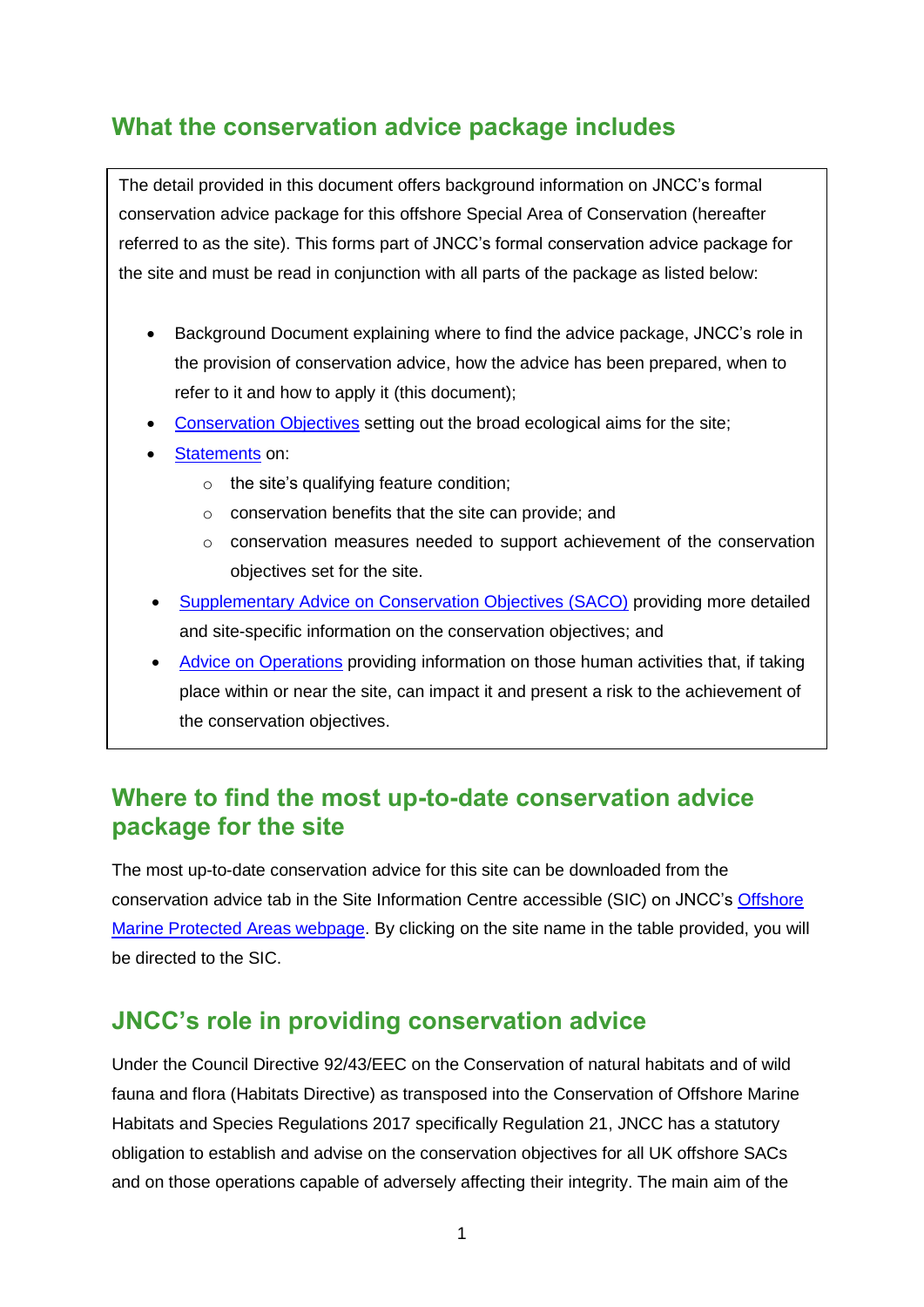## What the conservation advice package includes

The detail provided in this document offers background information on JNCC's formal conservation advice package for this offshore Special Area of Conservation (hereafter referred to as the site). This forms part of JNCC's formal conservation advice package for the site and must be read in conjunction with all parts of the package as listed below:

- Background Document explaining where to find the advice package, JNCC's role in the provision of conservation advice, how the advice has been prepared, when to refer to it and how to apply it (this document);
- Conservation Objectives setting out the broad ecological aims for the site;
- Statements on:
  - the site's qualifying feature condition;
  - conservation benefits that the site can provide; and
  - conservation measures needed to support achievement of the conservation objectives set for the site.
- Supplementary Advice on Conservation Objectives (SACO) providing more detailed and site-specific information on the conservation objectives; and
- Advice on Operations providing information on those human activities that, if taking place within or near the site, can impact it and present a risk to the achievement of the conservation objectives.

## Where to find the most up-to-date conservation advice package for the site

The most up-to-date conservation advice for this site can be downloaded from the conservation advice tab in the Site Information Centre accessible (SIC) on JNCC's Offshore Marine Protected Areas webpage. By clicking on the site name in the table provided, you will be directed to the SIC.

## JNCC's role in providing conservation advice

Under the Council Directive 92/43/EEC on the Conservation of natural habitats and of wild fauna and flora (Habitats Directive) as transposed into the Conservation of Offshore Marine Habitats and Species Regulations 2017 specifically Regulation 21, JNCC has a statutory obligation to establish and advise on the conservation objectives for all UK offshore SACs and on those operations capable of adversely affecting their integrity. The main aim of the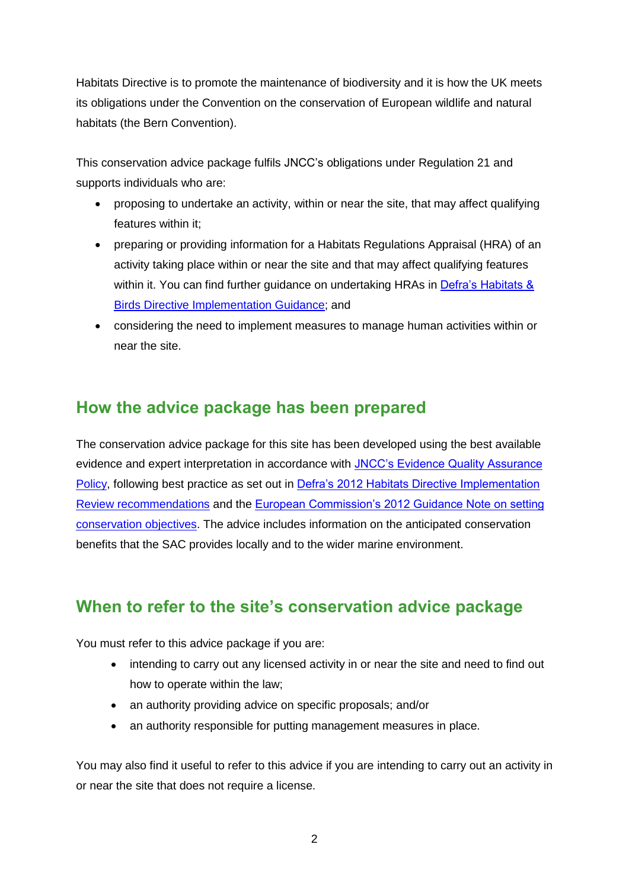Habitats Directive is to promote the maintenance of biodiversity and it is how the UK meets its obligations under the Convention on the conservation of European wildlife and natural habitats (the Bern Convention).

This conservation advice package fulfils JNCC's obligations under Regulation 21 and supports individuals who are:

- proposing to undertake an activity, within or near the site, that may affect qualifying features within it;
- preparing or providing information for a Habitats Regulations Appraisal (HRA) of an activity taking place within or near the site and that may affect qualifying features within it. You can find further guidance on undertaking HRAs in Defra's Habitats & Birds Directive Implementation Guidance; and
- considering the need to implement measures to manage human activities within or near the site.

## How the advice package has been prepared

The conservation advice package for this site has been developed using the best available evidence and expert interpretation in accordance with JNCC's Evidence Quality Assurance Policy, following best practice as set out in Defra's 2012 Habitats Directive Implementation Review recommendations and the European Commission's 2012 Guidance Note on setting conservation objectives. The advice includes information on the anticipated conservation benefits that the SAC provides locally and to the wider marine environment.

## When to refer to the site's conservation advice package

You must refer to this advice package if you are:

- intending to carry out any licensed activity in or near the site and need to find out how to operate within the law;
- an authority providing advice on specific proposals; and/or
- an authority responsible for putting management measures in place.

You may also find it useful to refer to this advice if you are intending to carry out an activity in or near the site that does not require a license.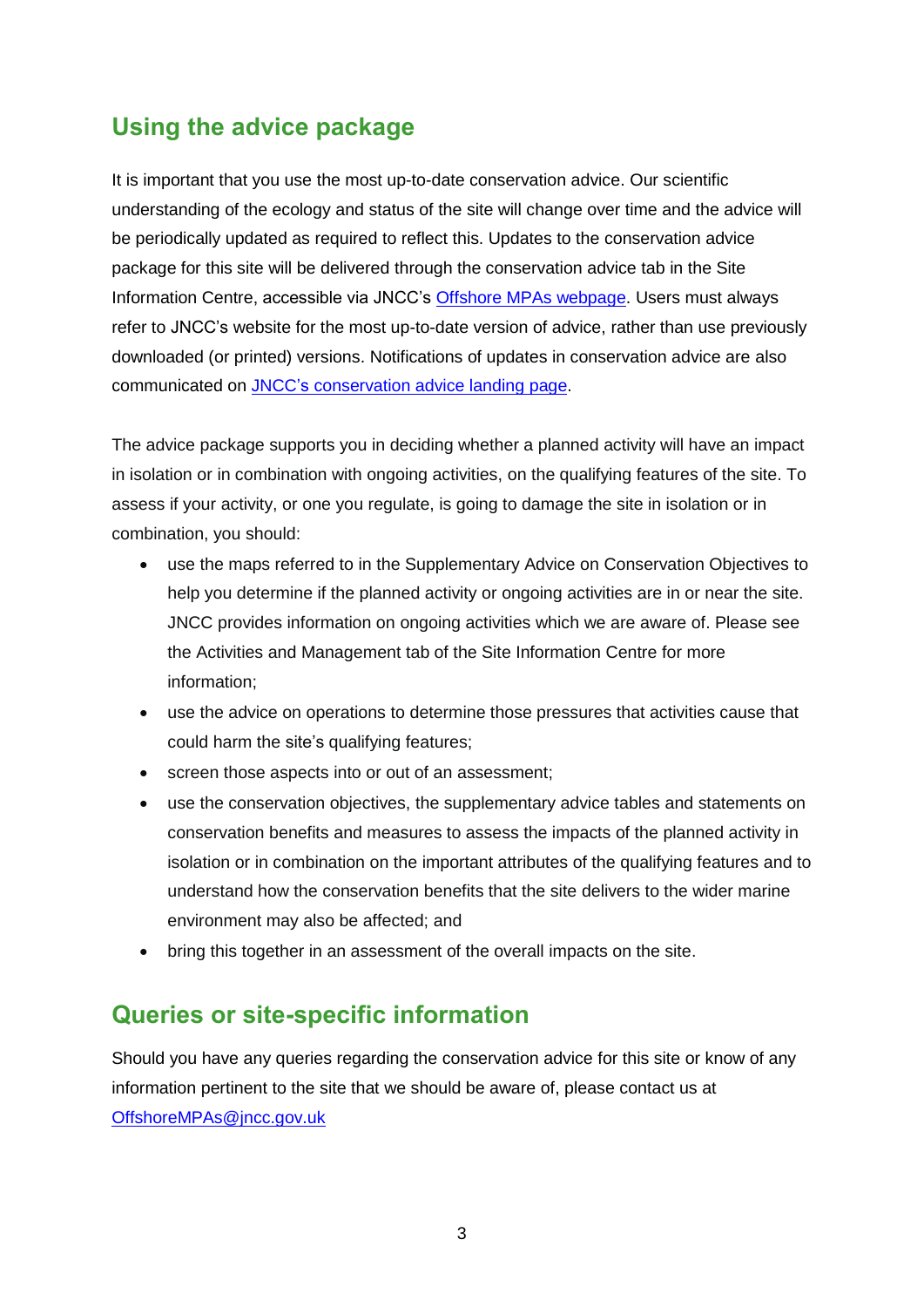## Using the advice package

It is important that you use the most up-to-date conservation advice. Our scientific understanding of the ecology and status of the site will change over time and the advice will be periodically updated as required to reflect this. Updates to the conservation advice package for this site will be delivered through the conservation advice tab in the Site Information Centre, accessible via JNCC's Offshore MPAs webpage. Users must always refer to JNCC's website for the most up-to-date version of advice, rather than use previously downloaded (or printed) versions. Notifications of updates in conservation advice are also communicated on JNCC's conservation advice landing page.

The advice package supports you in deciding whether a planned activity will have an impact in isolation or in combination with ongoing activities, on the qualifying features of the site. To assess if your activity, or one you regulate, is going to damage the site in isolation or in combination, you should:

- use the maps referred to in the Supplementary Advice on Conservation Objectives to help you determine if the planned activity or ongoing activities are in or near the site. JNCC provides information on ongoing activities which we are aware of. Please see the Activities and Management tab of the Site Information Centre for more information;
- use the advice on operations to determine those pressures that activities cause that could harm the site's qualifying features;
- screen those aspects into or out of an assessment;
- use the conservation objectives, the supplementary advice tables and statements on conservation benefits and measures to assess the impacts of the planned activity in isolation or in combination on the important attributes of the qualifying features and to understand how the conservation benefits that the site delivers to the wider marine environment may also be affected; and
- bring this together in an assessment of the overall impacts on the site.

## Queries or site-specific information

Should you have any queries regarding the conservation advice for this site or know of any information pertinent to the site that we should be aware of, please contact us at OffshoreMPAs@jncc.gov.uk